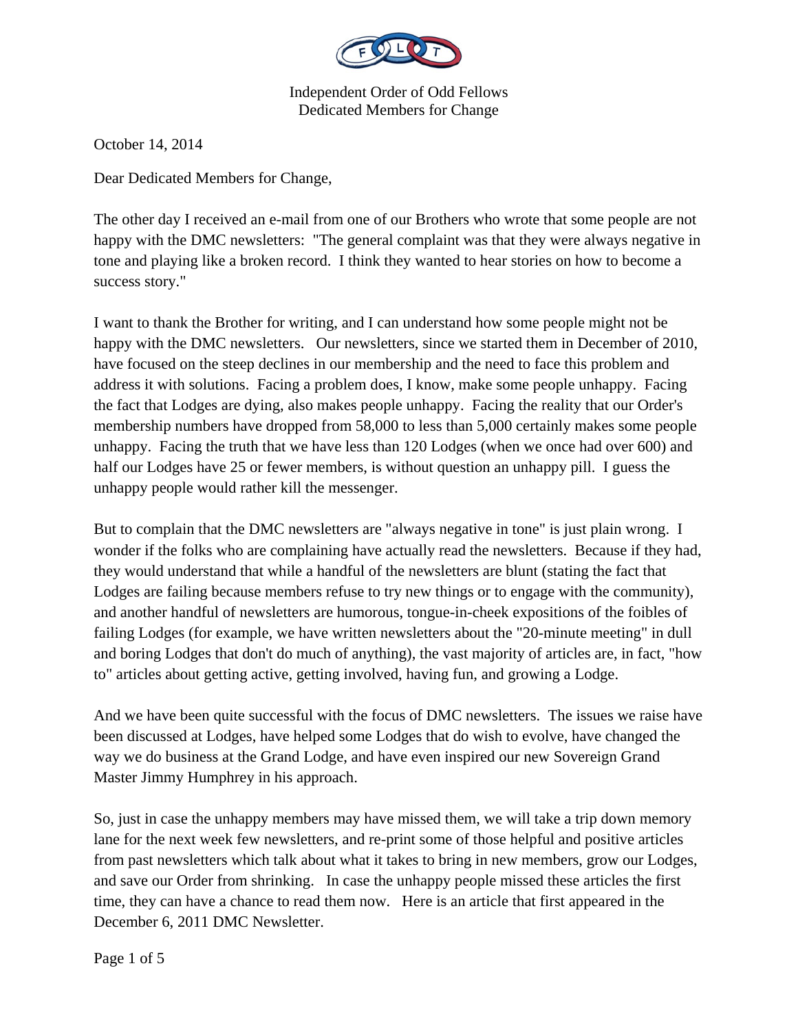Independent Order of Odd Fellows
Dedicated Members for Change

October 14, 2014

Dear Dedicated Members for Change,

The other day I received an e-mail from one of our Brothers who wrote that some people are not happy with the DMC newsletters: "The general complaint was that they were always negative in tone and playing like a broken record. I think they wanted to hear stories on how to become a success story."

I want to thank the Brother for writing, and I can understand how some people might not be happy with the DMC newsletters. Our newsletters, since we started them in December of 2010, have focused on the steep declines in our membership and the need to face this problem and address it with solutions. Facing a problem does, I know, make some people unhappy. Facing the fact that Lodges are dying, also makes people unhappy. Facing the reality that our Order's membership numbers have dropped from 58,000 to less than 5,000 certainly makes some people unhappy. Facing the truth that we have less than 120 Lodges (when we once had over 600) and half our Lodges have 25 or fewer members, is without question an unhappy pill. I guess the unhappy people would rather kill the messenger.

But to complain that the DMC newsletters are "always negative in tone" is just plain wrong. I wonder if the folks who are complaining have actually read the newsletters. Because if they had, they would understand that while a handful of the newsletters are blunt (stating the fact that Lodges are failing because members refuse to try new things or to engage with the community), and another handful of newsletters are humorous, tongue-in-cheek expositions of the foibles of failing Lodges (for example, we have written newsletters about the "20-minute meeting" in dull and boring Lodges that don't do much of anything), the vast majority of articles are, in fact, "how to" articles about getting active, getting involved, having fun, and growing a Lodge.

And we have been quite successful with the focus of DMC newsletters. The issues we raise have been discussed at Lodges, have helped some Lodges that do wish to evolve, have changed the way we do business at the Grand Lodge, and have even inspired our new Sovereign Grand Master Jimmy Humphrey in his approach.

So, just in case the unhappy members may have missed them, we will take a trip down memory lane for the next week few newsletters, and re-print some of those helpful and positive articles from past newsletters which talk about what it takes to bring in new members, grow our Lodges, and save our Order from shrinking. In case the unhappy people missed these articles the first time, they can have a chance to read them now. Here is an article that first appeared in the December 6, 2011 DMC Newsletter.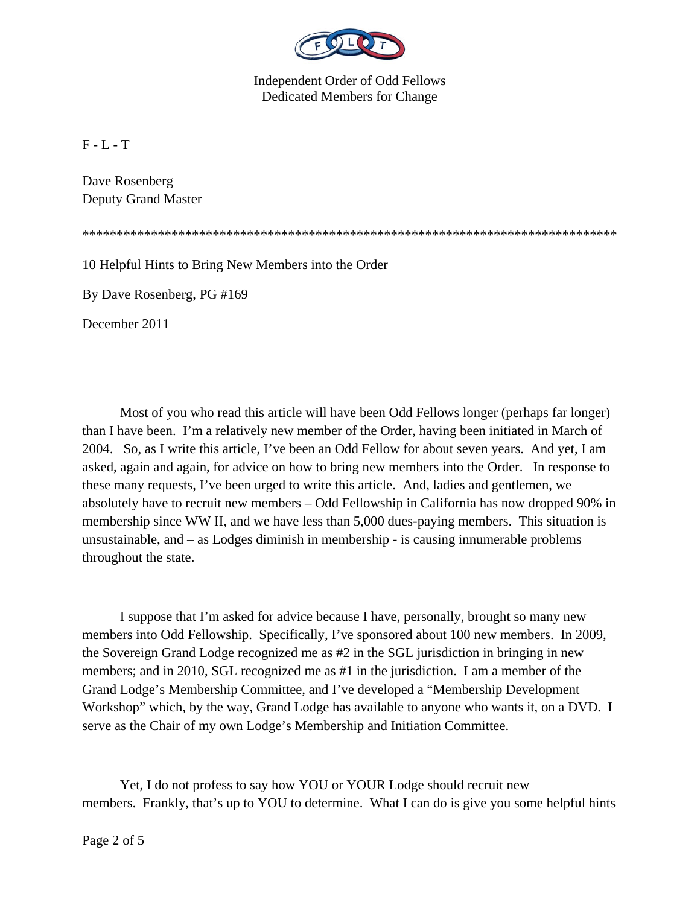Independent Order of Odd Fellows
Dedicated Members for Change

F - L - T

Dave Rosenberg
Deputy Grand Master

********************************************************************************

10 Helpful Hints to Bring New Members into the Order

By Dave Rosenberg, PG #169

December 2011

Most of you who read this article will have been Odd Fellows longer (perhaps far longer) than I have been. I'm a relatively new member of the Order, having been initiated in March of 2004. So, as I write this article, I've been an Odd Fellow for about seven years. And yet, I am asked, again and again, for advice on how to bring new members into the Order. In response to these many requests, I've been urged to write this article. And, ladies and gentlemen, we absolutely have to recruit new members – Odd Fellowship in California has now dropped 90% in membership since WW II, and we have less than 5,000 dues-paying members. This situation is unsustainable, and – as Lodges diminish in membership - is causing innumerable problems throughout the state.

I suppose that I'm asked for advice because I have, personally, brought so many new members into Odd Fellowship. Specifically, I've sponsored about 100 new members. In 2009, the Sovereign Grand Lodge recognized me as #2 in the SGL jurisdiction in bringing in new members; and in 2010, SGL recognized me as #1 in the jurisdiction. I am a member of the Grand Lodge's Membership Committee, and I've developed a "Membership Development Workshop" which, by the way, Grand Lodge has available to anyone who wants it, on a DVD. I serve as the Chair of my own Lodge's Membership and Initiation Committee.

Yet, I do not profess to say how YOU or YOUR Lodge should recruit new members. Frankly, that's up to YOU to determine. What I can do is give you some helpful hints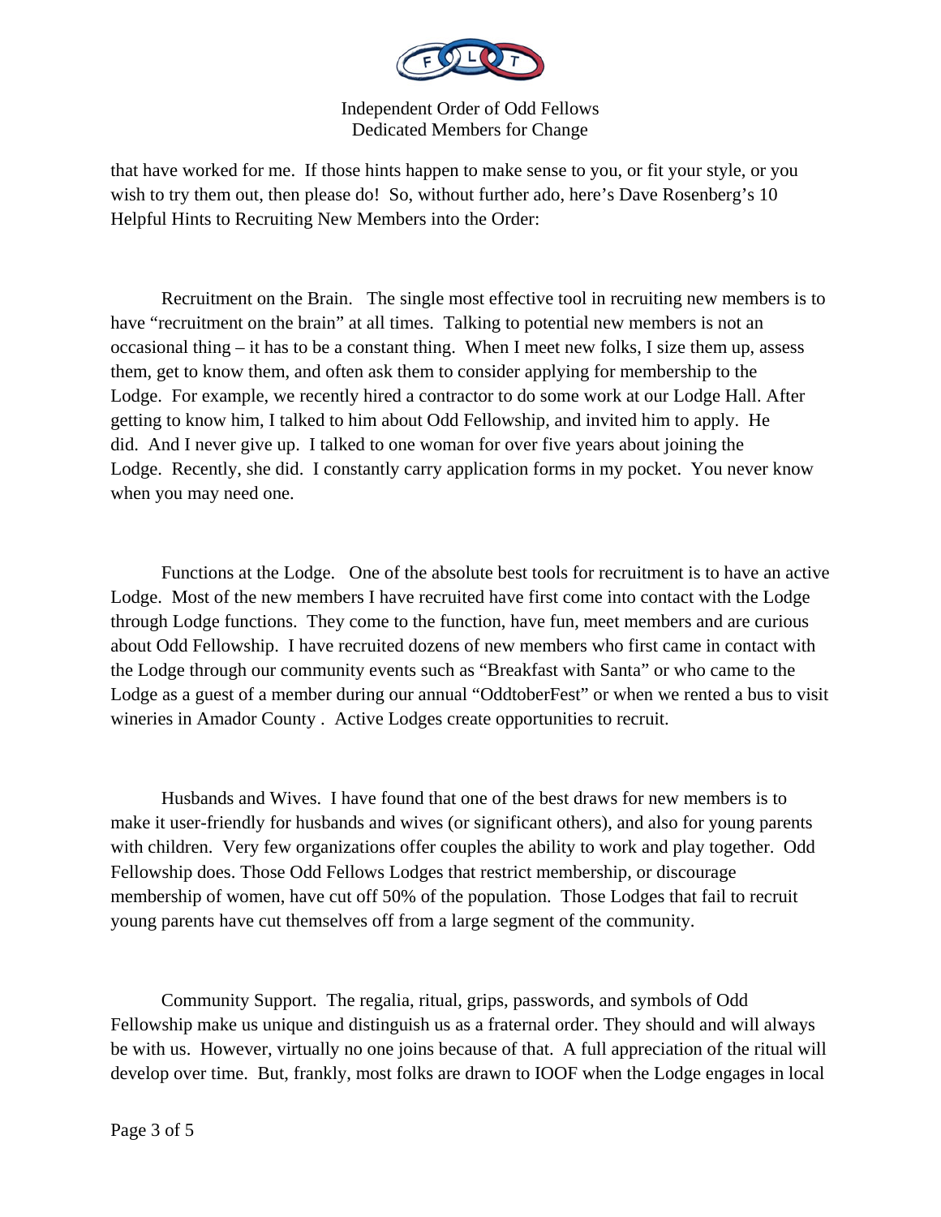that have worked for me. If those hints happen to make sense to you, or fit your style, or you wish to try them out, then please do! So, without further ado, here's Dave Rosenberg's 10 Helpful Hints to Recruiting New Members into the Order:

Recruitment on the Brain. The single most effective tool in recruiting new members is to have "recruitment on the brain" at all times. Talking to potential new members is not an occasional thing – it has to be a constant thing. When I meet new folks, I size them up, assess them, get to know them, and often ask them to consider applying for membership to the Lodge. For example, we recently hired a contractor to do some work at our Lodge Hall. After getting to know him, I talked to him about Odd Fellowship, and invited him to apply. He did. And I never give up. I talked to one woman for over five years about joining the Lodge. Recently, she did. I constantly carry application forms in my pocket. You never know when you may need one.

Functions at the Lodge. One of the absolute best tools for recruitment is to have an active Lodge. Most of the new members I have recruited have first come into contact with the Lodge through Lodge functions. They come to the function, have fun, meet members and are curious about Odd Fellowship. I have recruited dozens of new members who first came in contact with the Lodge through our community events such as "Breakfast with Santa" or who came to the Lodge as a guest of a member during our annual "OddtoberFest" or when we rented a bus to visit wineries in Amador County . Active Lodges create opportunities to recruit.

Husbands and Wives. I have found that one of the best draws for new members is to make it user-friendly for husbands and wives (or significant others), and also for young parents with children. Very few organizations offer couples the ability to work and play together. Odd Fellowship does. Those Odd Fellows Lodges that restrict membership, or discourage membership of women, have cut off 50% of the population. Those Lodges that fail to recruit young parents have cut themselves off from a large segment of the community.

Community Support. The regalia, ritual, grips, passwords, and symbols of Odd Fellowship make us unique and distinguish us as a fraternal order. They should and will always be with us. However, virtually no one joins because of that. A full appreciation of the ritual will develop over time. But, frankly, most folks are drawn to IOOF when the Lodge engages in local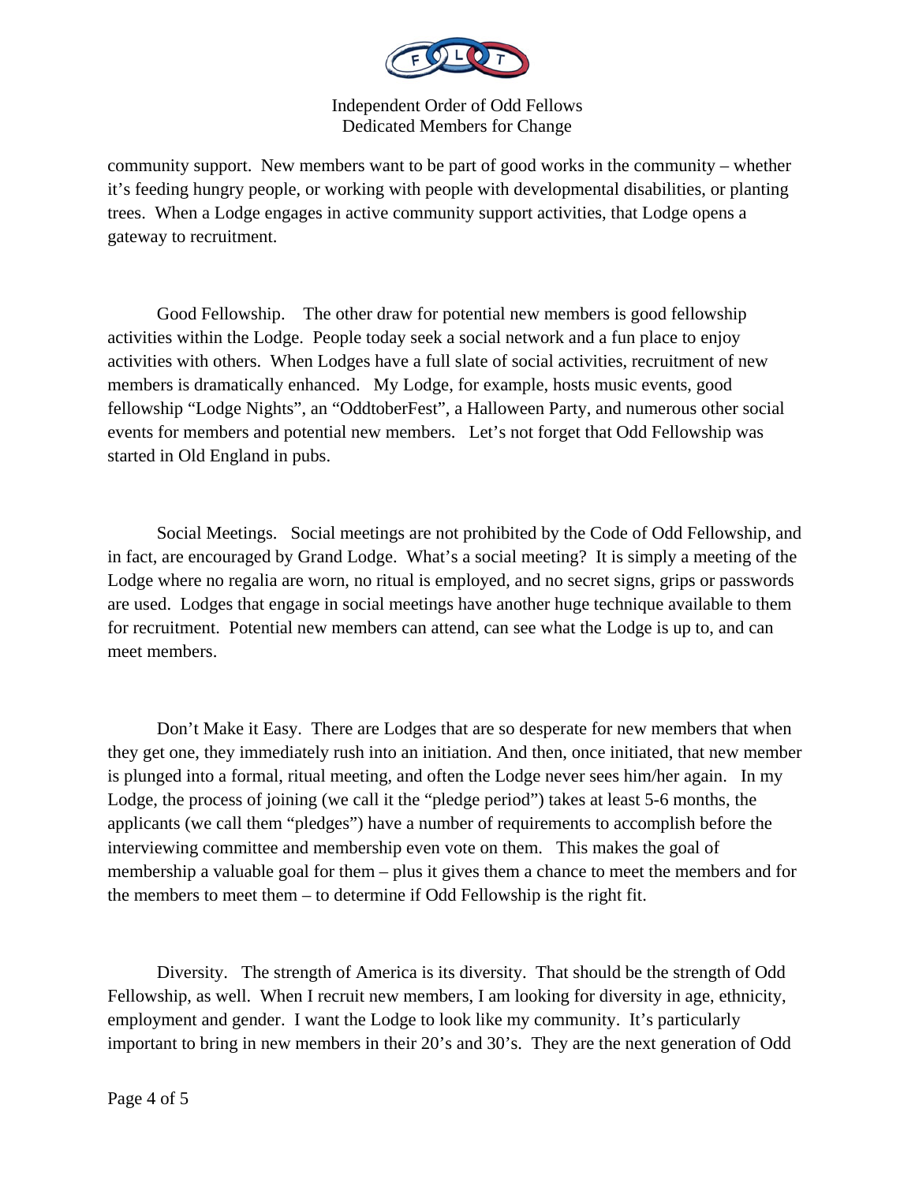community support. New members want to be part of good works in the community – whether it's feeding hungry people, or working with people with developmental disabilities, or planting trees. When a Lodge engages in active community support activities, that Lodge opens a gateway to recruitment.

Good Fellowship. The other draw for potential new members is good fellowship activities within the Lodge. People today seek a social network and a fun place to enjoy activities with others. When Lodges have a full slate of social activities, recruitment of new members is dramatically enhanced. My Lodge, for example, hosts music events, good fellowship "Lodge Nights", an "OddtoberFest", a Halloween Party, and numerous other social events for members and potential new members. Let's not forget that Odd Fellowship was started in Old England in pubs.

Social Meetings. Social meetings are not prohibited by the Code of Odd Fellowship, and in fact, are encouraged by Grand Lodge. What's a social meeting? It is simply a meeting of the Lodge where no regalia are worn, no ritual is employed, and no secret signs, grips or passwords are used. Lodges that engage in social meetings have another huge technique available to them for recruitment. Potential new members can attend, can see what the Lodge is up to, and can meet members.

Don't Make it Easy. There are Lodges that are so desperate for new members that when they get one, they immediately rush into an initiation. And then, once initiated, that new member is plunged into a formal, ritual meeting, and often the Lodge never sees him/her again. In my Lodge, the process of joining (we call it the "pledge period") takes at least 5-6 months, the applicants (we call them "pledges") have a number of requirements to accomplish before the interviewing committee and membership even vote on them. This makes the goal of membership a valuable goal for them – plus it gives them a chance to meet the members and for the members to meet them – to determine if Odd Fellowship is the right fit.

Diversity. The strength of America is its diversity. That should be the strength of Odd Fellowship, as well. When I recruit new members, I am looking for diversity in age, ethnicity, employment and gender. I want the Lodge to look like my community. It's particularly important to bring in new members in their 20's and 30's. They are the next generation of Odd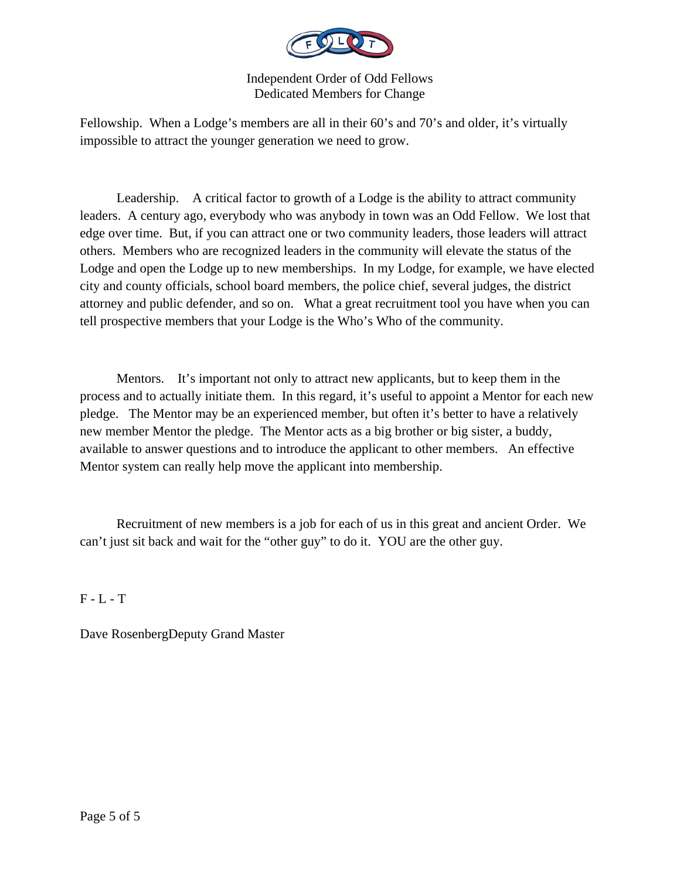Fellowship. When a Lodge's members are all in their 60's and 70's and older, it's virtually impossible to attract the younger generation we need to grow.

Leadership. A critical factor to growth of a Lodge is the ability to attract community leaders. A century ago, everybody who was anybody in town was an Odd Fellow. We lost that edge over time. But, if you can attract one or two community leaders, those leaders will attract others. Members who are recognized leaders in the community will elevate the status of the Lodge and open the Lodge up to new memberships. In my Lodge, for example, we have elected city and county officials, school board members, the police chief, several judges, the district attorney and public defender, and so on. What a great recruitment tool you have when you can tell prospective members that your Lodge is the Who's Who of the community.

Mentors. It's important not only to attract new applicants, but to keep them in the process and to actually initiate them. In this regard, it's useful to appoint a Mentor for each new pledge. The Mentor may be an experienced member, but often it's better to have a relatively new member Mentor the pledge. The Mentor acts as a big brother or big sister, a buddy, available to answer questions and to introduce the applicant to other members. An effective Mentor system can really help move the applicant into membership.

Recruitment of new members is a job for each of us in this great and ancient Order. We can't just sit back and wait for the "other guy" to do it. YOU are the other guy.

F - L - T

Dave RosenbergDeputy Grand Master